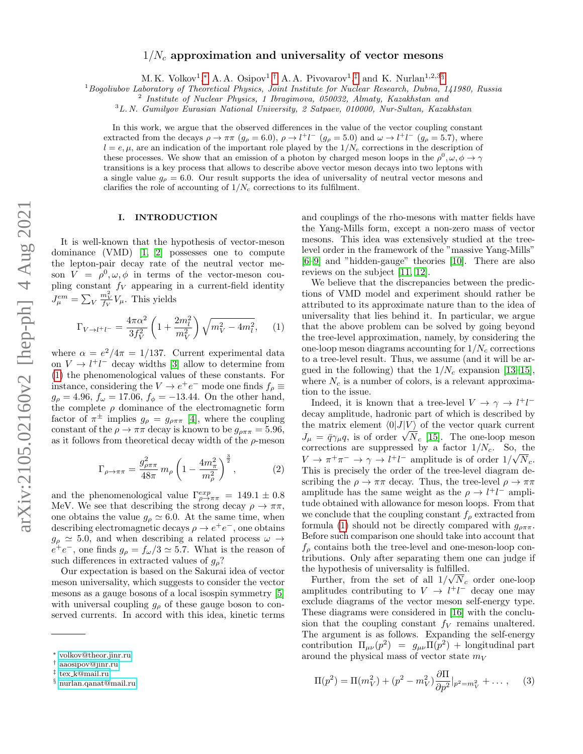# $1/N_c$ approximation and universality of vector mesons

M. K. Volkov[1,*], A. A. Osipov[1,†], A. A. Pivovarov[1,‡], and K. Nurlan[1,2,3§]

[1]*Bogoliubov Laboratory of Theoretical Physics, Joint Institute for Nuclear Research, Dubna, 141980, Russia*
[2] *Institute of Nuclear Physics, 1 Ibragimova, 050032, Almaty, Kazakhstan and*
[3]*L. N. Gumilyov Eurasian National University, 2 Satpaev, 010000, Nur-Sultan, Kazakhstan*

In this work, we argue that the observed differences in the value of the vector coupling constant extracted from the decays $\rho \to \pi\pi$ ($g_\rho = 6.0$), $\rho \to l^+l^-$ ($g_\rho = 5.0$) and $\omega \to l^+l^-$ ($g_\rho = 5.7$), where $l = e, \mu$, are an indication of the important role played by the $1/N_c$ corrections in the description of these processes. We show that an emission of a photon by charged meson loops in the $\rho^0, \omega, \phi \to \gamma$ transitions is a key process that allows to describe above vector meson decays into two leptons with a single value $g_\rho = 6.0$. Our result supports the idea of universality of neutral vector mesons and clarifies the role of accounting of $1/N_c$ corrections to its fulfilment.

## I. INTRODUCTION

It is well-known that the hypothesis of vector-meson dominance (VMD) [1, 2] possesses one to compute the lepton-pair decay rate of the neutral vector meson $V = \rho^0, \omega, \phi$ in terms of the vector-meson coupling constant $f_V$ appearing in a current-field identity $J_\mu^{em} = \sum_V \frac{m_V^2}{f_V} V_\mu$. This yields

$$\Gamma_{V\to l^+l^-} = \frac{4\pi\alpha^2}{3f_V^2}\left(1 + \frac{2m_l^2}{m_V^2}\right)\sqrt{m_V^2 - 4m_l^2}, \quad (1)$$

where $\alpha = e^2/4\pi = 1/137$. Current experimental data on $V \to l^+l^-$ decay widths [3] allow to determine from (1) the phenomenological values of these constants. For instance, considering the $V \to e^+e^-$ mode one finds $f_\rho \equiv g_\rho = 4.96$, $f_\omega = 17.06$, $f_\phi = -13.44$. On the other hand, the complete $\rho$ dominance of the electromagnetic form factor of $\pi^\pm$ implies $g_\rho = g_{\rho\pi\pi}$ [4], where the coupling constant of the $\rho \to \pi\pi$ decay is known to be $g_{\rho\pi\pi} = 5.96$, as it follows from theoretical decay width of the $\rho$-meson

$$\Gamma_{\rho\to\pi\pi} = \frac{g_{\rho\pi\pi}^2}{48\pi}\, m_\rho \left(1 - \frac{4m_\pi^2}{m_\rho^2}\right)^{\frac{3}{2}}, \quad (2)$$

and the phenomenological value $\Gamma^{exp}_{\rho\to\pi\pi} = 149.1 \pm 0.8$ MeV. We see that describing the strong decay $\rho \to \pi\pi$, one obtains the value $g_\rho \simeq 6.0$. At the same time, when describing electromagnetic decays $\rho \to e^+e^-$, one obtains $g_\rho \simeq 5.0$, and when describing a related process $\omega \to e^+e^-$, one finds $g_\rho = f_\omega/3 \simeq 5.7$. What is the reason of such differences in extracted values of $g_\rho$?

Our expectation is based on the Sakurai idea of vector meson universality, which suggests to consider the vector mesons as a gauge bosons of a local isospin symmetry [5] with universal coupling $g_\rho$ of these gauge boson to conserved currents. In accord with this idea, kinetic terms and couplings of the rho-mesons with matter fields have the Yang-Mills form, except a non-zero mass of vector mesons. This idea was extensively studied at the tree-level order in the framework of the "massive Yang-Mills" [6–9] and "hidden-gauge" theories [10]. There are also reviews on the subject [11, 12].

We believe that the discrepancies between the predictions of VMD model and experiment should rather be attributed to its approximate nature than to the idea of universality that lies behind it. In particular, we argue that the above problem can be solved by going beyond the tree-level approximation, namely, by considering the one-loop meson diagrams accounting for $1/N_c$ corrections to a tree-level result. Thus, we assume (and it will be argued in the following) that the $1/N_c$ expansion [13–15], where $N_c$ is a number of colors, is a relevant approximation to the issue.

Indeed, it is known that a tree-level $V \to \gamma \to l^+l^-$ decay amplitude, hadronic part of which is described by the matrix element $\langle 0|J|V\rangle$ of the vector quark current $J_\mu = \bar{q}\gamma_\mu q$, is of order $\sqrt{N_c}$ [15]. The one-loop meson corrections are suppressed by a factor $1/N_c$. So, the $V \to \pi^+\pi^- \to \gamma \to l^+l^-$ amplitude is of order $1/\sqrt{N_c}$. This is precisely the order of the tree-level diagram describing the $\rho \to \pi\pi$ decay. Thus, the tree-level $\rho \to \pi\pi$ amplitude has the same weight as the $\rho \to l^+l^-$ amplitude obtained with allowance for meson loops. From that we conclude that the coupling constant $f_\rho$ extracted from formula (1) should not be directly compared with $g_{\rho\pi\pi}$. Before such comparison one should take into account that $f_\rho$ contains both the tree-level and one-meson-loop contributions. Only after separating them one can judge if the hypothesis of universality is fulfilled.

Further, from the set of all $1/\sqrt{N_c}$ order one-loop amplitudes contributing to $V \to l^+l^-$ decay one may exclude diagrams of the vector meson self-energy type. These diagrams were considered in [16] with the conclusion that the coupling constant $f_V$ remains unaltered. The argument is as follows. Expanding the self-energy contribution $\Pi_{\mu\nu}(p^2) = g_{\mu\nu}\Pi(p^2)$ + longitudinal part around the physical mass of vector state $m_V$

$$\Pi(p^2) = \Pi(m_V^2) + (p^2 - m_V^2)\frac{\partial \Pi}{\partial p^2}\Big|_{p^2=m_V^2} + \dots, \quad (3)$$

---

* volkov@theor.jinr.ru
† aaosipov@jinr.ru
‡ tex_k@mail.ru
§ nurlan.qanat@mail.ru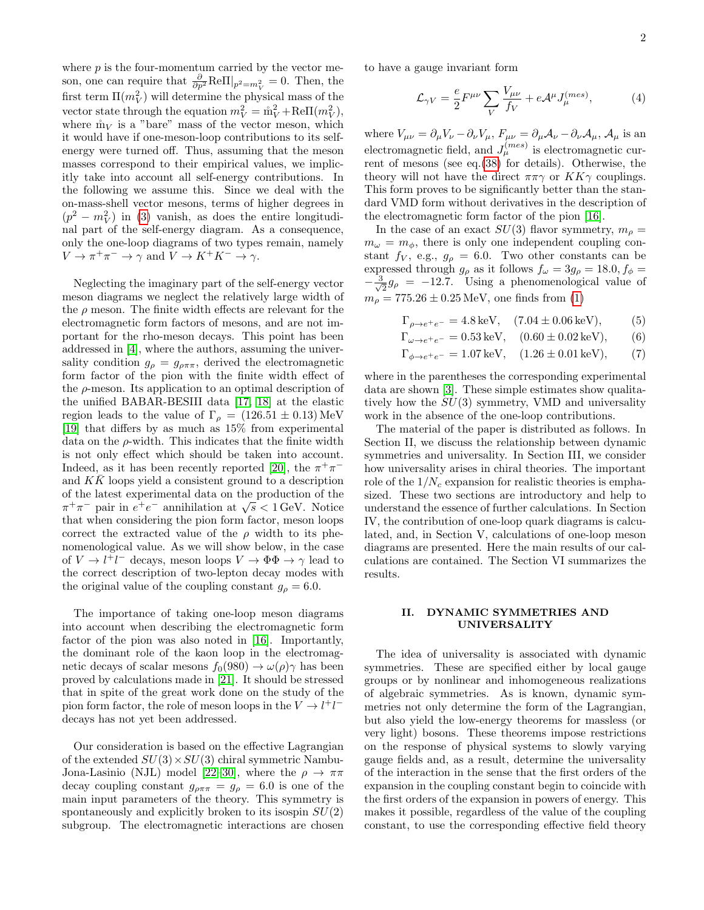where $p$ is the four-momentum carried by the vector meson, one can require that $\frac{\partial}{\partial p^2}\mathrm{Re}\Pi|_{p^2=m_V^2}=0$. Then, the first term $\Pi(m_V^2)$ will determine the physical mass of the vector state through the equation $m_V^2=\mathring{m}_V^2+\mathrm{Re}\Pi(m_V^2)$, where $\mathring{m}_V$ is a "bare" mass of the vector meson, which it would have if one-meson-loop contributions to its self-energy were turned off. Thus, assuming that the meson masses correspond to their empirical values, we implicitly take into account all self-energy contributions. In the following we assume this. Since we deal with the on-mass-shell vector mesons, terms of higher degrees in $(p^2-m_V^2)$ in (3) vanish, as does the entire longitudinal part of the self-energy diagram. As a consequence, only the one-loop diagrams of two types remain, namely $V\to\pi^+\pi^-\to\gamma$ and $V\to K^+K^-\to\gamma$.

Neglecting the imaginary part of the self-energy vector meson diagrams we neglect the relatively large width of the $\rho$ meson. The finite width effects are relevant for the electromagnetic form factors of mesons, and are not important for the rho-meson decays. This point has been addressed in [4], where the authors, assuming the universality condition $g_\rho=g_{\rho\pi\pi}$, derived the electromagnetic form factor of the pion with the finite width effect of the $\rho$-meson. Its application to an optimal description of the unified BABAR-BESIII data [17, 18] at the elastic region leads to the value of $\Gamma_\rho=(126.51\pm 0.13)\,\mathrm{MeV}$ [19] that differs by as much as 15% from experimental data on the $\rho$-width. This indicates that the finite width is not only effect which should be taken into account. Indeed, as it has been recently reported [20], the $\pi^+\pi^-$ and $K\bar{K}$ loops yield a consistent ground to a description of the latest experimental data on the production of the $\pi^+\pi^-$ pair in $e^+e^-$ annihilation at $\sqrt{s}<1\,\mathrm{GeV}$. Notice that when considering the pion form factor, meson loops correct the extracted value of the $\rho$ width to its phenomenological value. As we will show below, in the case of $V\to l^+l^-$ decays, meson loops $V\to\Phi\Phi\to\gamma$ lead to the correct description of two-lepton decay modes with the original value of the coupling constant $g_\rho=6.0$.

The importance of taking one-loop meson diagrams into account when describing the electromagnetic form factor of the pion was also noted in [16]. Importantly, the dominant role of the kaon loop in the electromagnetic decays of scalar mesons $f_0(980)\to\omega(\rho)\gamma$ has been proved by calculations made in [21]. It should be stressed that in spite of the great work done on the study of the pion form factor, the role of meson loops in the $V\to l^+l^-$ decays has not yet been addressed.

Our consideration is based on the effective Lagrangian of the extended $SU(3)\times SU(3)$ chiral symmetric Nambu-Jona-Lasinio (NJL) model [22–30], where the $\rho\to\pi\pi$ decay coupling constant $g_{\rho\pi\pi}=g_\rho=6.0$ is one of the main input parameters of the theory. This symmetry is spontaneously and explicitly broken to its isospin $SU(2)$ subgroup. The electromagnetic interactions are chosen to have a gauge invariant form

$$\mathcal{L}_{\gamma V}=\frac{e}{2}F^{\mu\nu}\sum_V\frac{V_{\mu\nu}}{f_V}+e\mathcal{A}^\mu J_\mu^{(mes)}, \tag{4}$$

where $V_{\mu\nu}=\partial_\mu V_\nu-\partial_\nu V_\mu$, $F_{\mu\nu}=\partial_\mu\mathcal{A}_\nu-\partial_\nu\mathcal{A}_\mu$, $\mathcal{A}_\mu$ is an electromagnetic field, and $J_\mu^{(mes)}$ is electromagnetic current of mesons (see eq.(38) for details). Otherwise, the theory will not have the direct $\pi\pi\gamma$ or $KK\gamma$ couplings. This form proves to be significantly better than the standard VMD form without derivatives in the description of the electromagnetic form factor of the pion [16].

In the case of an exact $SU(3)$ flavor symmetry, $m_\rho=m_\omega=m_\phi$, there is only one independent coupling constant $f_V$, e.g., $g_\rho=6.0$. Two other constants can be expressed through $g_\rho$ as it follows $f_\omega=3g_\rho=18.0$, $f_\phi=-\frac{3}{\sqrt{2}}g_\rho=-12.7$. Using a phenomenological value of $m_\rho=775.26\pm 0.25\,\mathrm{MeV}$, one finds from (1)

$$\Gamma_{\rho\to e^+e^-}=4.8\,\mathrm{keV},\quad (7.04\pm 0.06\,\mathrm{keV}), \tag{5}$$

$$\Gamma_{\omega\to e^+e^-}=0.53\,\mathrm{keV},\quad (0.60\pm 0.02\,\mathrm{keV}), \tag{6}$$

$$\Gamma_{\phi\to e^+e^-}=1.07\,\mathrm{keV},\quad (1.26\pm 0.01\,\mathrm{keV}), \tag{7}$$

where in the parentheses the corresponding experimental data are shown [3]. These simple estimates show qualitatively how the $SU(3)$ symmetry, VMD and universality work in the absence of the one-loop contributions.

The material of the paper is distributed as follows. In Section II, we discuss the relationship between dynamic symmetries and universality. In Section III, we consider how universality arises in chiral theories. The important role of the $1/N_c$ expansion for realistic theories is emphasized. These two sections are introductory and help to understand the essence of further calculations. In Section IV, the contribution of one-loop quark diagrams is calculated, and, in Section V, calculations of one-loop meson diagrams are presented. Here the main results of our calculations are contained. The Section VI summarizes the results.

## II. DYNAMIC SYMMETRIES AND UNIVERSALITY

The idea of universality is associated with dynamic symmetries. These are specified either by local gauge groups or by nonlinear and inhomogeneous realizations of algebraic symmetries. As is known, dynamic symmetries not only determine the form of the Lagrangian, but also yield the low-energy theorems for massless (or very light) bosons. These theorems impose restrictions on the response of physical systems to slowly varying gauge fields and, as a result, determine the universality of the interaction in the sense that the first orders of the expansion in the coupling constant begin to coincide with the first orders of the expansion in powers of energy. This makes it possible, regardless of the value of the coupling constant, to use the corresponding effective field theory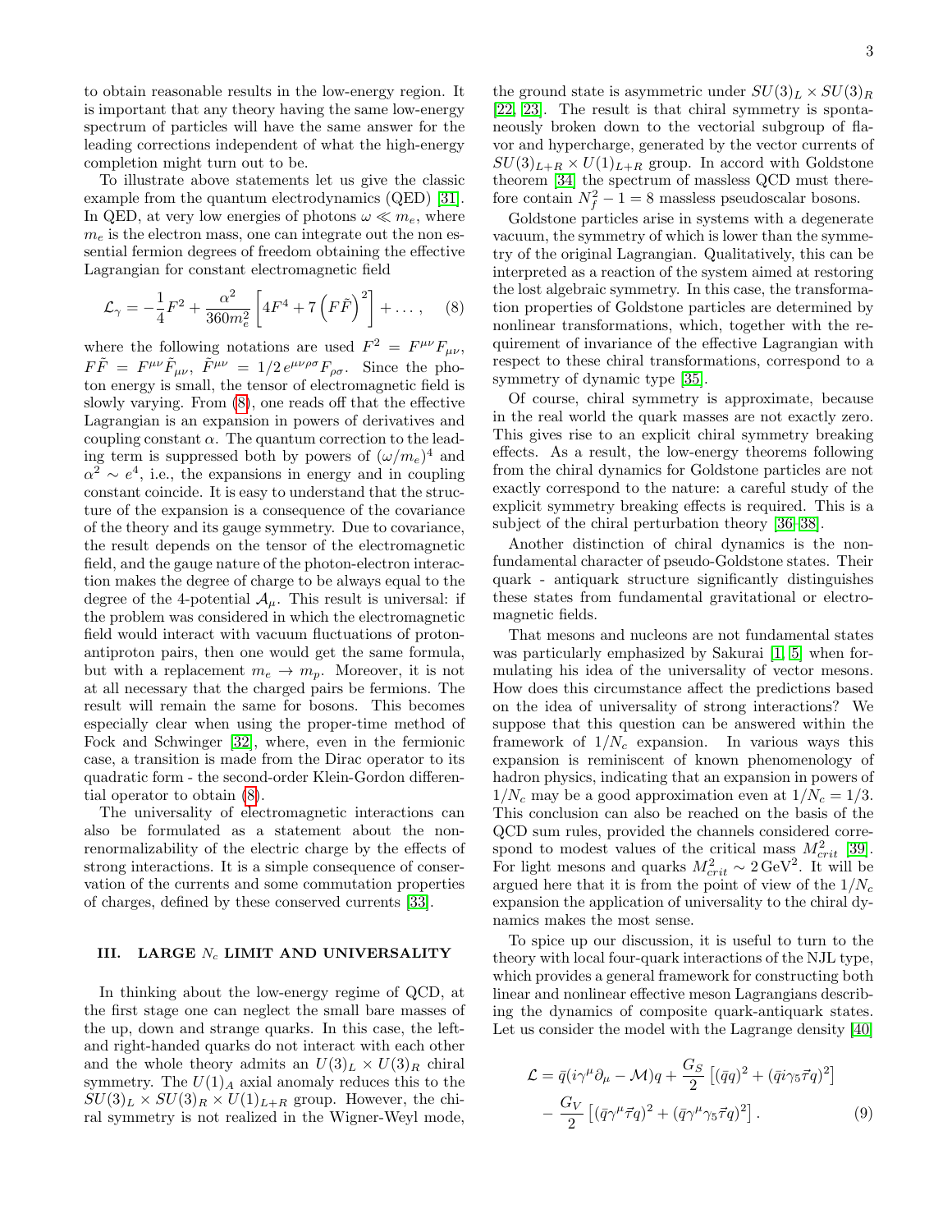to obtain reasonable results in the low-energy region. It is important that any theory having the same low-energy spectrum of particles will have the same answer for the leading corrections independent of what the high-energy completion might turn out to be.

To illustrate above statements let us give the classic example from the quantum electrodynamics (QED) [31]. In QED, at very low energies of photons $\omega \ll m_e$, where $m_e$ is the electron mass, one can integrate out the non essential fermion degrees of freedom obtaining the effective Lagrangian for constant electromagnetic field

$$\mathcal{L}_\gamma = -\frac{1}{4}F^2 + \frac{\alpha^2}{360 m_e^2}\left[4F^4 + 7\left(F\tilde{F}\right)^2\right] + \dots, \quad (8)$$

where the following notations are used $F^2 = F^{\mu\nu}F_{\mu\nu}$, $F\tilde{F} = F^{\mu\nu}\tilde{F}_{\mu\nu}$, $\tilde{F}^{\mu\nu} = 1/2\, e^{\mu\nu\rho\sigma}F_{\rho\sigma}$. Since the photon energy is small, the tensor of electromagnetic field is slowly varying. From (8), one reads off that the effective Lagrangian is an expansion in powers of derivatives and coupling constant $\alpha$. The quantum correction to the leading term is suppressed both by powers of $(\omega/m_e)^4$ and $\alpha^2 \sim e^4$, i.e., the expansions in energy and in coupling constant coincide. It is easy to understand that the structure of the expansion is a consequence of the covariance of the theory and its gauge symmetry. Due to covariance, the result depends on the tensor of the electromagnetic field, and the gauge nature of the photon-electron interaction makes the degree of charge to be always equal to the degree of the 4-potential $\mathcal{A}_\mu$. This result is universal: if the problem was considered in which the electromagnetic field would interact with vacuum fluctuations of proton-antiproton pairs, then one would get the same formula, but with a replacement $m_e \to m_p$. Moreover, it is not at all necessary that the charged pairs be fermions. The result will remain the same for bosons. This becomes especially clear when using the proper-time method of Fock and Schwinger [32], where, even in the fermionic case, a transition is made from the Dirac operator to its quadratic form - the second-order Klein-Gordon differential operator to obtain (8).

The universality of electromagnetic interactions can also be formulated as a statement about the non-renormalizability of the electric charge by the effects of strong interactions. It is a simple consequence of conservation of the currents and some commutation properties of charges, defined by these conserved currents [33].

## III. LARGE $N_c$ LIMIT AND UNIVERSALITY

In thinking about the low-energy regime of QCD, at the first stage one can neglect the small bare masses of the up, down and strange quarks. In this case, the left- and right-handed quarks do not interact with each other and the whole theory admits an $U(3)_L \times U(3)_R$ chiral symmetry. The $U(1)_A$ axial anomaly reduces this to the $SU(3)_L \times SU(3)_R \times U(1)_{L+R}$ group. However, the chiral symmetry is not realized in the Wigner-Weyl mode, the ground state is asymmetric under $SU(3)_L \times SU(3)_R$ [22, 23]. The result is that chiral symmetry is spontaneously broken down to the vectorial subgroup of flavor and hypercharge, generated by the vector currents of $SU(3)_{L+R} \times U(1)_{L+R}$ group. In accord with Goldstone theorem [34] the spectrum of massless QCD must therefore contain $N_f^2 - 1 = 8$ massless pseudoscalar bosons.

Goldstone particles arise in systems with a degenerate vacuum, the symmetry of which is lower than the symmetry of the original Lagrangian. Qualitatively, this can be interpreted as a reaction of the system aimed at restoring the lost algebraic symmetry. In this case, the transformation properties of Goldstone particles are determined by nonlinear transformations, which, together with the requirement of invariance of the effective Lagrangian with respect to these chiral transformations, correspond to a symmetry of dynamic type [35].

Of course, chiral symmetry is approximate, because in the real world the quark masses are not exactly zero. This gives rise to an explicit chiral symmetry breaking effects. As a result, the low-energy theorems following from the chiral dynamics for Goldstone particles are not exactly correspond to the nature: a careful study of the explicit symmetry breaking effects is required. This is a subject of the chiral perturbation theory [36–38].

Another distinction of chiral dynamics is the non-fundamental character of pseudo-Goldstone states. Their quark - antiquark structure significantly distinguishes these states from fundamental gravitational or electromagnetic fields.

That mesons and nucleons are not fundamental states was particularly emphasized by Sakurai [1, 5] when formulating his idea of the universality of vector mesons. How does this circumstance affect the predictions based on the idea of universality of strong interactions? We suppose that this question can be answered within the framework of $1/N_c$ expansion. In various ways this expansion is reminiscent of known phenomenology of hadron physics, indicating that an expansion in powers of $1/N_c$ may be a good approximation even at $1/N_c = 1/3$. This conclusion can also be reached on the basis of the QCD sum rules, provided the channels considered correspond to modest values of the critical mass $M^2_{crit}$ [39]. For light mesons and quarks $M^2_{crit} \sim 2\,\text{GeV}^2$. It will be argued here that it is from the point of view of the $1/N_c$ expansion the application of universality to the chiral dynamics makes the most sense.

To spice up our discussion, it is useful to turn to the theory with local four-quark interactions of the NJL type, which provides a general framework for constructing both linear and nonlinear effective meson Lagrangians describing the dynamics of composite quark-antiquark states. Let us consider the model with the Lagrange density [40]

$$\mathcal{L} = \bar{q}(i\gamma^\mu\partial_\mu - \mathcal{M})q + \frac{G_S}{2}\left[(\bar{q}q)^2 + (\bar{q}i\gamma_5\vec{\tau}q)^2\right] - \frac{G_V}{2}\left[(\bar{q}\gamma^\mu\vec{\tau}q)^2 + (\bar{q}\gamma^\mu\gamma_5\vec{\tau}q)^2\right]. \quad (9)$$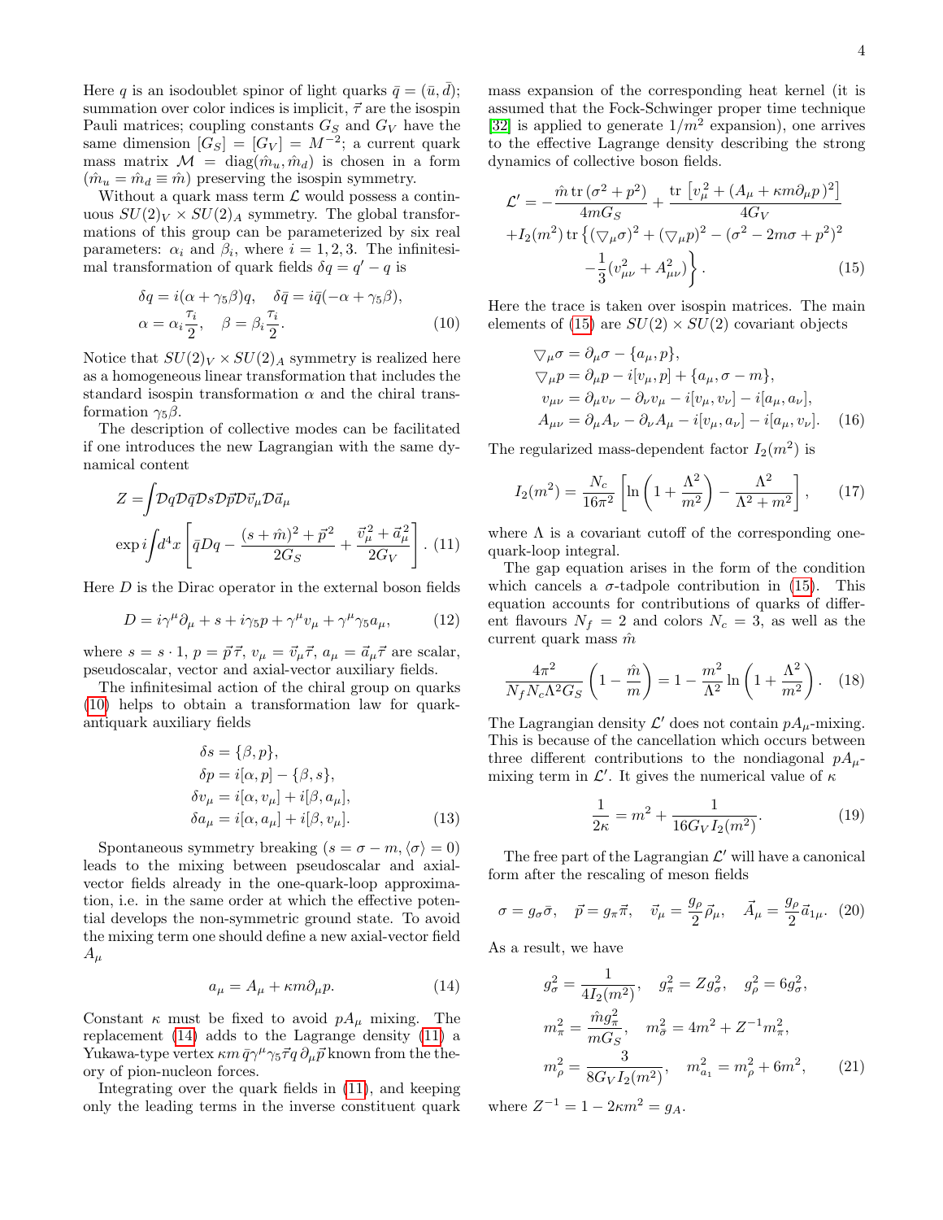Here $q$ is an isodoublet spinor of light quarks $\bar{q} = (\bar{u}, \bar{d})$; summation over color indices is implicit, $\vec{\tau}$ are the isospin Pauli matrices; coupling constants $G_S$ and $G_V$ have the same dimension $[G_S] = [G_V] = M^{-2}$; a current quark mass matrix $\mathcal{M} = \mathrm{diag}(\hat{m}_u, \hat{m}_d)$ is chosen in a form ($\hat{m}_u = \hat{m}_d \equiv \hat{m}$) preserving the isospin symmetry.

Without a quark mass term $\mathcal{L}$ would possess a continuous $SU(2)_V \times SU(2)_A$ symmetry. The global transformations of this group can be parameterized by six real parameters: $\alpha_i$ and $\beta_i$, where $i = 1, 2, 3$. The infinitesimal transformation of quark fields $\delta q = q' - q$ is

$$\delta q = i(\alpha + \gamma_5 \beta) q, \quad \delta \bar{q} = i\bar{q}(-\alpha + \gamma_5 \beta),$$
$$\alpha = \alpha_i \frac{\tau_i}{2}, \quad \beta = \beta_i \frac{\tau_i}{2}. \tag{10}$$

Notice that $SU(2)_V \times SU(2)_A$ symmetry is realized here as a homogeneous linear transformation that includes the standard isospin transformation $\alpha$ and the chiral transformation $\gamma_5 \beta$.

The description of collective modes can be facilitated if one introduces the new Lagrangian with the same dynamical content

$$Z = \int \mathcal{D}q \mathcal{D}\bar{q} \mathcal{D}s \mathcal{D}\vec{p} \mathcal{D}\vec{v}_\mu \mathcal{D}\vec{a}_\mu$$
$$\exp i \int d^4x \left[ \bar{q} D q - \frac{(s + \hat{m})^2 + \vec{p}^{\,2}}{2G_S} + \frac{\vec{v}_\mu^{\,2} + \vec{a}_\mu^{\,2}}{2G_V} \right]. \tag{11}$$

Here $D$ is the Dirac operator in the external boson fields

$$D = i\gamma^\mu \partial_\mu + s + i\gamma_5 p + \gamma^\mu v_\mu + \gamma^\mu \gamma_5 a_\mu, \tag{12}$$

where $s = s \cdot 1$, $p = \vec{p}\vec{\tau}$, $v_\mu = \vec{v}_\mu \vec{\tau}$, $a_\mu = \vec{a}_\mu \vec{\tau}$ are scalar, pseudoscalar, vector and axial-vector auxiliary fields.

The infinitesimal action of the chiral group on quarks (10) helps to obtain a transformation law for quark-antiquark auxiliary fields

$$\begin{aligned}
\delta s &= \{\beta, p\}, \\
\delta p &= i[\alpha, p] - \{\beta, s\}, \\
\delta v_\mu &= i[\alpha, v_\mu] + i[\beta, a_\mu], \\
\delta a_\mu &= i[\alpha, a_\mu] + i[\beta, v_\mu].
\end{aligned} \tag{13}$$

Spontaneous symmetry breaking ($s = \sigma - m, \langle \sigma \rangle = 0$) leads to the mixing between pseudoscalar and axial-vector fields already in the one-quark-loop approximation, i.e. in the same order at which the effective potential develops the non-symmetric ground state. To avoid the mixing term one should define a new axial-vector field $A_\mu$

$$a_\mu = A_\mu + \kappa m \partial_\mu p. \tag{14}$$

Constant $\kappa$ must be fixed to avoid $pA_\mu$ mixing. The replacement (14) adds to the Lagrange density (11) a Yukawa-type vertex $\kappa m \, \bar{q} \gamma^\mu \gamma_5 \vec{\tau} q \, \partial_\mu \vec{p}$ known from the theory of pion-nucleon forces.

Integrating over the quark fields in (11), and keeping only the leading terms in the inverse constituent quark mass expansion of the corresponding heat kernel (it is assumed that the Fock-Schwinger proper time technique [32] is applied to generate $1/m^2$ expansion), one arrives to the effective Lagrange density describing the strong dynamics of collective boson fields.

$$\begin{aligned}
\mathcal{L}' = &-\frac{\hat{m} \, \mathrm{tr}\,(\sigma^2 + p^2)}{4mG_S} + \frac{\mathrm{tr}\left[ v_\mu^2 + (A_\mu + \kappa m \partial_\mu p)^2 \right]}{4G_V} \\
&+ I_2(m^2) \, \mathrm{tr} \left\{ (\bigtriangledown_\mu \sigma)^2 + (\bigtriangledown_\mu p)^2 - (\sigma^2 - 2m\sigma + p^2)^2 \right. \\
&\left. - \frac{1}{3}(v_{\mu\nu}^2 + A_{\mu\nu}^2) \right\}.
\end{aligned} \tag{15}$$

Here the trace is taken over isospin matrices. The main elements of (15) are $SU(2) \times SU(2)$ covariant objects

$$\begin{aligned}
\bigtriangledown_\mu \sigma &= \partial_\mu \sigma - \{a_\mu, p\}, \\
\bigtriangledown_\mu p &= \partial_\mu p - i[v_\mu, p] + \{a_\mu, \sigma - m\}, \\
v_{\mu\nu} &= \partial_\mu v_\nu - \partial_\nu v_\mu - i[v_\mu, v_\nu] - i[a_\mu, a_\nu], \\
A_{\mu\nu} &= \partial_\mu A_\nu - \partial_\nu A_\mu - i[v_\mu, a_\nu] - i[a_\mu, v_\nu].
\end{aligned} \tag{16}$$

The regularized mass-dependent factor $I_2(m^2)$ is

$$I_2(m^2) = \frac{N_c}{16\pi^2} \left[ \ln\left(1 + \frac{\Lambda^2}{m^2}\right) - \frac{\Lambda^2}{\Lambda^2 + m^2} \right], \tag{17}$$

where $\Lambda$ is a covariant cutoff of the corresponding one-quark-loop integral.

The gap equation arises in the form of the condition which cancels a $\sigma$-tadpole contribution in (15). This equation accounts for contributions of quarks of different flavours $N_f = 2$ and colors $N_c = 3$, as well as the current quark mass $\hat{m}$

$$\frac{4\pi^2}{N_f N_c \Lambda^2 G_S} \left(1 - \frac{\hat{m}}{m}\right) = 1 - \frac{m^2}{\Lambda^2} \ln\left(1 + \frac{\Lambda^2}{m^2}\right). \tag{18}$$

The Lagrangian density $\mathcal{L}'$ does not contain $pA_\mu$-mixing. This is because of the cancellation which occurs between three different contributions to the nondiagonal $pA_\mu$-mixing term in $\mathcal{L}'$. It gives the numerical value of $\kappa$

$$\frac{1}{2\kappa} = m^2 + \frac{1}{16 G_V I_2(m^2)}. \tag{19}$$

The free part of the Lagrangian $\mathcal{L}'$ will have a canonical form after the rescaling of meson fields

$$\sigma = g_\sigma \bar{\sigma}, \quad \vec{p} = g_\pi \vec{\pi}, \quad \vec{v}_\mu = \frac{g_\rho}{2} \vec{\rho}_\mu, \quad \vec{A}_\mu = \frac{g_\rho}{2} \vec{a}_{1\mu}. \tag{20}$$

As a result, we have

$$\begin{aligned}
g_\sigma^2 &= \frac{1}{4I_2(m^2)}, \quad g_\pi^2 = Z g_\sigma^2, \quad g_\rho^2 = 6 g_\sigma^2, \\
m_\pi^2 &= \frac{\hat{m} g_\pi^2}{m G_S}, \quad m_{\bar{\sigma}}^2 = 4m^2 + Z^{-1} m_\pi^2, \\
m_\rho^2 &= \frac{3}{8 G_V I_2(m^2)}, \quad m_{a_1}^2 = m_\rho^2 + 6m^2,
\end{aligned} \tag{21}$$

where $Z^{-1} = 1 - 2\kappa m^2 = g_A$.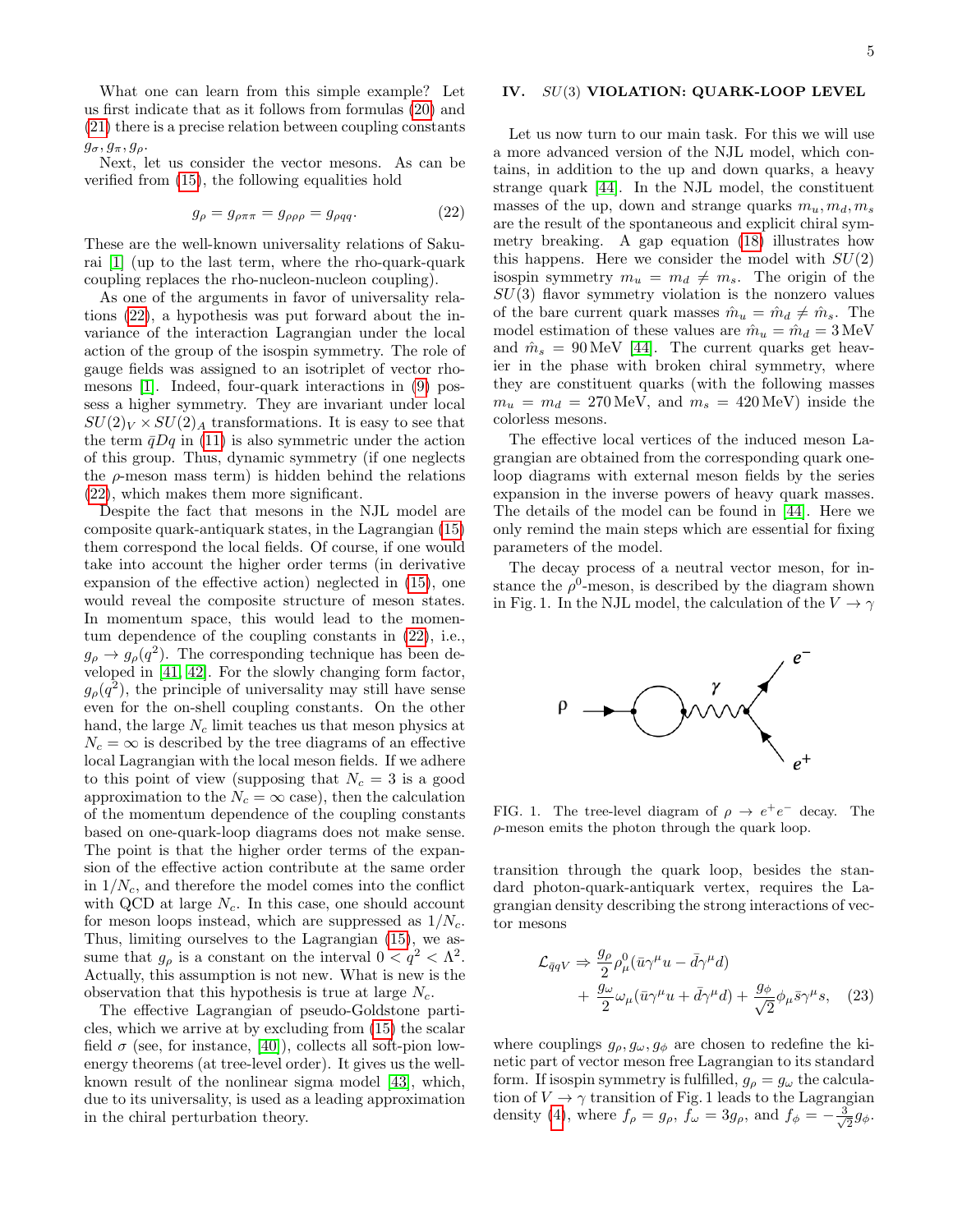What one can learn from this simple example? Let us first indicate that as it follows from formulas (20) and (21) there is a precise relation between coupling constants $g_\sigma, g_\pi, g_\rho$.

Next, let us consider the vector mesons. As can be verified from (15), the following equalities hold

$$g_\rho = g_{\rho\pi\pi} = g_{\rho\rho\rho} = g_{\rho qq}. \tag{22}$$

These are the well-known universality relations of Sakurai [1] (up to the last term, where the rho-quark-quark coupling replaces the rho-nucleon-nucleon coupling).

As one of the arguments in favor of universality relations (22), a hypothesis was put forward about the invariance of the interaction Lagrangian under the local action of the group of the isospin symmetry. The role of gauge fields was assigned to an isotriplet of vector rho-mesons [1]. Indeed, four-quark interactions in (9) possess a higher symmetry. They are invariant under local $SU(2)_V \times SU(2)_A$ transformations. It is easy to see that the term $\bar{q}Dq$ in (11) is also symmetric under the action of this group. Thus, dynamic symmetry (if one neglects the $\rho$-meson mass term) is hidden behind the relations (22), which makes them more significant.

Despite the fact that mesons in the NJL model are composite quark-antiquark states, in the Lagrangian (15) them correspond the local fields. Of course, if one would take into account the higher order terms (in derivative expansion of the effective action) neglected in (15), one would reveal the composite structure of meson states. In momentum space, this would lead to the momentum dependence of the coupling constants in (22), i.e., $g_\rho \to g_\rho(q^2)$. The corresponding technique has been developed in [41, 42]. For the slowly changing form factor, $g_\rho(q^2)$, the principle of universality may still have sense even for the on-shell coupling constants. On the other hand, the large $N_c$ limit teaches us that meson physics at $N_c = \infty$ is described by the tree diagrams of an effective local Lagrangian with the local meson fields. If we adhere to this point of view (supposing that $N_c = 3$ is a good approximation to the $N_c = \infty$ case), then the calculation of the momentum dependence of the coupling constants based on one-quark-loop diagrams does not make sense. The point is that the higher order terms of the expansion of the effective action contribute at the same order in $1/N_c$, and therefore the model comes into the conflict with QCD at large $N_c$. In this case, one should account for meson loops instead, which are suppressed as $1/N_c$. Thus, limiting ourselves to the Lagrangian (15), we assume that $g_\rho$ is a constant on the interval $0 < q^2 < \Lambda^2$. Actually, this assumption is not new. What is new is the observation that this hypothesis is true at large $N_c$.

The effective Lagrangian of pseudo-Goldstone particles, which we arrive at by excluding from (15) the scalar field $\sigma$ (see, for instance, [40]), collects all soft-pion low-energy theorems (at tree-level order). It gives us the well-known result of the nonlinear sigma model [43], which, due to its universality, is used as a leading approximation in the chiral perturbation theory.

## IV. $SU(3)$ VIOLATION: QUARK-LOOP LEVEL

Let us now turn to our main task. For this we will use a more advanced version of the NJL model, which contains, in addition to the up and down quarks, a heavy strange quark [44]. In the NJL model, the constituent masses of the up, down and strange quarks $m_u, m_d, m_s$ are the result of the spontaneous and explicit chiral symmetry breaking. A gap equation (18) illustrates how this happens. Here we consider the model with $SU(2)$ isospin symmetry $m_u = m_d \neq m_s$. The origin of the $SU(3)$ flavor symmetry violation is the nonzero values of the bare current quark masses $\hat{m}_u = \hat{m}_d \neq \hat{m}_s$. The model estimation of these values are $\hat{m}_u = \hat{m}_d = 3\,\text{MeV}$ and $\hat{m}_s = 90\,\text{MeV}$ [44]. The current quarks get heavier in the phase with broken chiral symmetry, where they are constituent quarks (with the following masses $m_u = m_d = 270\,\text{MeV}$, and $m_s = 420\,\text{MeV}$) inside the colorless mesons.

The effective local vertices of the induced meson Lagrangian are obtained from the corresponding quark one-loop diagrams with external meson fields by the series expansion in the inverse powers of heavy quark masses. The details of the model can be found in [44]. Here we only remind the main steps which are essential for fixing parameters of the model.

The decay process of a neutral vector meson, for instance the $\rho^0$-meson, is described by the diagram shown in Fig. 1. In the NJL model, the calculation of the $V \to \gamma$ transition through the quark loop, besides the standard photon-quark-antiquark vertex, requires the Lagrangian density describing the strong interactions of vector mesons

FIG. 1. The tree-level diagram of $\rho \to e^+e^-$ decay. The $\rho$-meson emits the photon through the quark loop.

$$\mathcal{L}_{\bar{q}qV} \Rightarrow \frac{g_\rho}{2}\rho^0_\mu(\bar{u}\gamma^\mu u - \bar{d}\gamma^\mu d) + \frac{g_\omega}{2}\omega_\mu(\bar{u}\gamma^\mu u + \bar{d}\gamma^\mu d) + \frac{g_\phi}{\sqrt{2}}\phi_\mu \bar{s}\gamma^\mu s, \tag{23}$$

where couplings $g_\rho, g_\omega, g_\phi$ are chosen to redefine the kinetic part of vector meson free Lagrangian to its standard form. If isospin symmetry is fulfilled, $g_\rho = g_\omega$ the calculation of $V \to \gamma$ transition of Fig. 1 leads to the Lagrangian density (4), where $f_\rho = g_\rho$, $f_\omega = 3g_\rho$, and $f_\phi = -\frac{3}{\sqrt{2}}g_\phi$.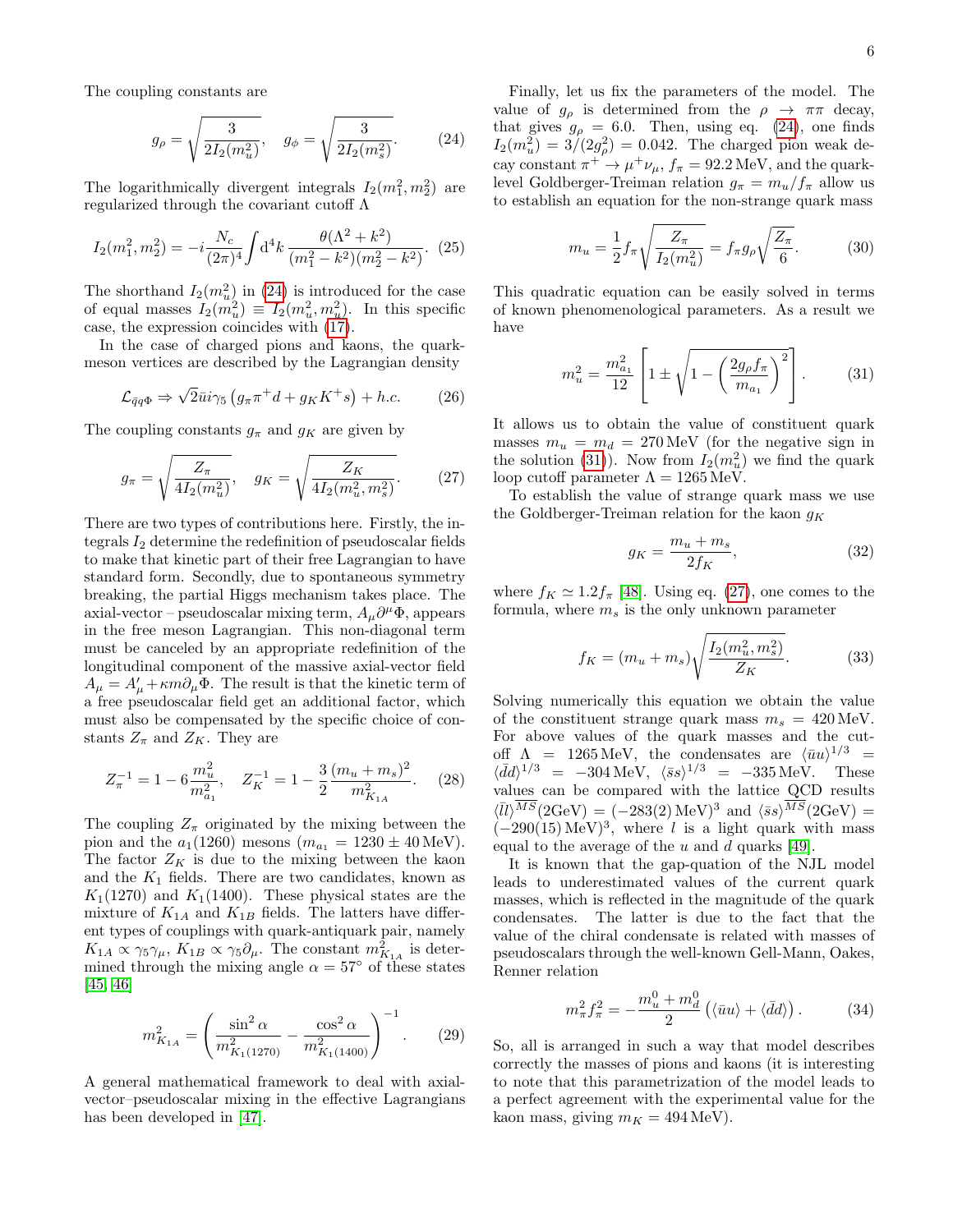The coupling constants are

$$g_\rho = \sqrt{\frac{3}{2I_2(m_u^2)}}, \quad g_\phi = \sqrt{\frac{3}{2I_2(m_s^2)}}. \tag{24}$$

The logarithmically divergent integrals $I_2(m_1^2, m_2^2)$ are regularized through the covariant cutoff $\Lambda$

$$I_2(m_1^2, m_2^2) = -i\frac{N_c}{(2\pi)^4}\int \mathrm{d}^4k \, \frac{\theta(\Lambda^2 + k^2)}{(m_1^2 - k^2)(m_2^2 - k^2)}. \tag{25}$$

The shorthand $I_2(m_u^2)$ in (24) is introduced for the case of equal masses $I_2(m_u^2) \equiv I_2(m_u^2, m_u^2)$. In this specific case, the expression coincides with (17).

In the case of charged pions and kaons, the quark-meson vertices are described by the Lagrangian density

$$\mathcal{L}_{\bar{q}q\Phi} \Rightarrow \sqrt{2}\bar{u}i\gamma_5 \left(g_\pi \pi^+ d + g_K K^+ s\right) + h.c. \tag{26}$$

The coupling constants $g_\pi$ and $g_K$ are given by

$$g_\pi = \sqrt{\frac{Z_\pi}{4I_2(m_u^2)}}, \quad g_K = \sqrt{\frac{Z_K}{4I_2(m_u^2, m_s^2)}}. \tag{27}$$

There are two types of contributions here. Firstly, the integrals $I_2$ determine the redefinition of pseudoscalar fields to make that kinetic part of their free Lagrangian to have standard form. Secondly, due to spontaneous symmetry breaking, the partial Higgs mechanism takes place. The axial-vector – pseudoscalar mixing term, $A_\mu \partial^\mu \Phi$, appears in the free meson Lagrangian. This non-diagonal term must be canceled by an appropriate redefinition of the longitudinal component of the massive axial-vector field $A_\mu = A'_\mu + \kappa m \partial_\mu \Phi$. The result is that the kinetic term of a free pseudoscalar field get an additional factor, which must also be compensated by the specific choice of constants $Z_\pi$ and $Z_K$. They are

$$Z_\pi^{-1} = 1 - 6\frac{m_u^2}{m_{a_1}^2}, \quad Z_K^{-1} = 1 - \frac{3}{2}\frac{(m_u + m_s)^2}{m_{K_{1A}}^2}. \tag{28}$$

The coupling $Z_\pi$ originated by the mixing between the pion and the $a_1(1260)$ mesons ($m_{a_1} = 1230 \pm 40\,\mathrm{MeV}$). The factor $Z_K$ is due to the mixing between the kaon and the $K_1$ fields. There are two candidates, known as $K_1(1270)$ and $K_1(1400)$. These physical states are the mixture of $K_{1A}$ and $K_{1B}$ fields. The latters have different types of couplings with quark-antiquark pair, namely $K_{1A} \propto \gamma_5\gamma_\mu$, $K_{1B} \propto \gamma_5 \partial_\mu$. The constant $m_{K_{1A}}^2$ is determined through the mixing angle $\alpha = 57^\circ$ of these states [45, 46]

$$m_{K_{1A}}^2 = \left(\frac{\sin^2\alpha}{m_{K_1(1270)}^2} - \frac{\cos^2\alpha}{m_{K_1(1400)}^2}\right)^{-1}. \tag{29}$$

A general mathematical framework to deal with axial-vector–pseudoscalar mixing in the effective Lagrangians has been developed in [47].

Finally, let us fix the parameters of the model. The value of $g_\rho$ is determined from the $\rho \to \pi\pi$ decay, that gives $g_\rho = 6.0$. Then, using eq. (24), one finds $I_2(m_u^2) = 3/(2g_\rho^2) = 0.042$. The charged pion weak decay constant $\pi^+ \to \mu^+\nu_\mu$, $f_\pi = 92.2\,\mathrm{MeV}$, and the quark-level Goldberger-Treiman relation $g_\pi = m_u/f_\pi$ allow us to establish an equation for the non-strange quark mass

$$m_u = \frac{1}{2}f_\pi\sqrt{\frac{Z_\pi}{I_2(m_u^2)}} = f_\pi g_\rho \sqrt{\frac{Z_\pi}{6}}. \tag{30}$$

This quadratic equation can be easily solved in terms of known phenomenological parameters. As a result we have

$$m_u^2 = \frac{m_{a_1}^2}{12}\left[1 \pm \sqrt{1 - \left(\frac{2g_\rho f_\pi}{m_{a_1}}\right)^2}\right]. \tag{31}$$

It allows us to obtain the value of constituent quark masses $m_u = m_d = 270\,\mathrm{MeV}$ (for the negative sign in the solution (31)). Now from $I_2(m_u^2)$ we find the quark loop cutoff parameter $\Lambda = 1265\,\mathrm{MeV}$.

To establish the value of strange quark mass we use the Goldberger-Treiman relation for the kaon $g_K$

$$g_K = \frac{m_u + m_s}{2f_K}, \tag{32}$$

where $f_K \simeq 1.2 f_\pi$ [48]. Using eq. (27), one comes to the formula, where $m_s$ is the only unknown parameter

$$f_K = (m_u + m_s)\sqrt{\frac{I_2(m_u^2, m_s^2)}{Z_K}}. \tag{33}$$

Solving numerically this equation we obtain the value of the constituent strange quark mass $m_s = 420\,\mathrm{MeV}$. For above values of the quark masses and the cutoff $\Lambda = 1265\,\mathrm{MeV}$, the condensates are $\langle\bar{u}u\rangle^{1/3} = \langle\bar{d}d\rangle^{1/3} = -304\,\mathrm{MeV}$, $\langle\bar{s}s\rangle^{1/3} = -335\,\mathrm{MeV}$. These values can be compared with the lattice QCD results $\langle\bar{l}l\rangle^{\overline{MS}}(2\mathrm{GeV}) = (-283(2)\,\mathrm{MeV})^3$ and $\langle\bar{s}s\rangle^{\overline{MS}}(2\mathrm{GeV}) = (-290(15)\,\mathrm{MeV})^3$, where $l$ is a light quark with mass equal to the average of the $u$ and $d$ quarks [49].

It is known that the gap-quation of the NJL model leads to underestimated values of the current quark masses, which is reflected in the magnitude of the quark condensates. The latter is due to the fact that the value of the chiral condensate is related with masses of pseudoscalars through the well-known Gell-Mann, Oakes, Renner relation

$$m_\pi^2 f_\pi^2 = -\frac{m_u^0 + m_d^0}{2}\left(\langle\bar{u}u\rangle + \langle\bar{d}d\rangle\right). \tag{34}$$

So, all is arranged in such a way that model describes correctly the masses of pions and kaons (it is interesting to note that this parametrization of the model leads to a perfect agreement with the experimental value for the kaon mass, giving $m_K = 494\,\mathrm{MeV}$).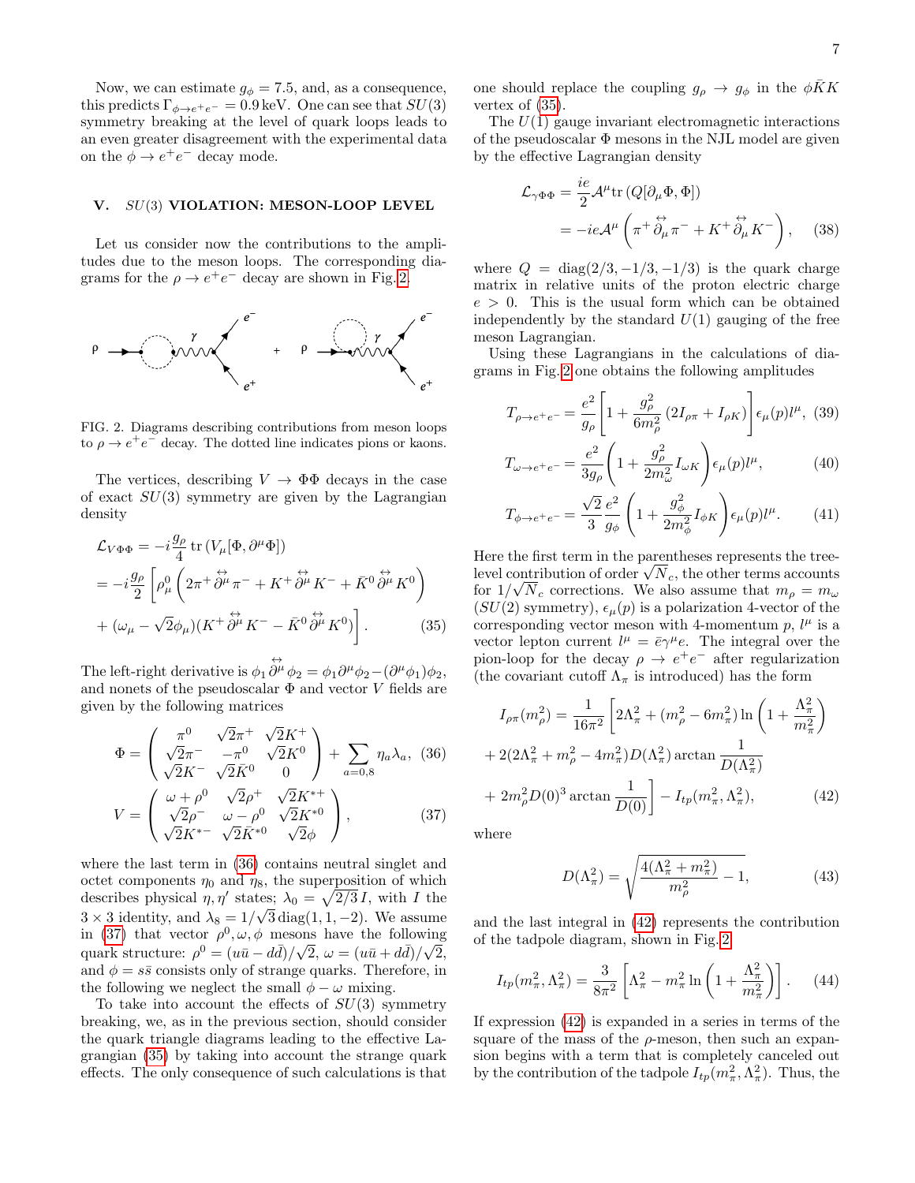Now, we can estimate $g_\phi = 7.5$, and, as a consequence, this predicts $\Gamma_{\phi\to e^+e^-} = 0.9\,\mathrm{keV}$. One can see that $SU(3)$ symmetry breaking at the level of quark loops leads to an even greater disagreement with the experimental data on the $\phi \to e^+e^-$ decay mode.

## V. $SU(3)$ VIOLATION: MESON-LOOP LEVEL

Let us consider now the contributions to the amplitudes due to the meson loops. The corresponding diagrams for the $\rho \to e^+e^-$ decay are shown in Fig. 2.

FIG. 2. Diagrams describing contributions from meson loops to $\rho \to e^+e^-$ decay. The dotted line indicates pions or kaons.

The vertices, describing $V \to \Phi\Phi$ decays in the case of exact $SU(3)$ symmetry are given by the Lagrangian density

$$
\begin{aligned}
\mathcal{L}_{V\Phi\Phi} &= -i\frac{g_\rho}{4}\,\mathrm{tr}\left(V_\mu[\Phi,\partial^\mu\Phi]\right) \\
&= -i\frac{g_\rho}{2}\left[\rho^0_\mu\left(2\pi^+\overleftrightarrow{\partial^\mu}\pi^- + K^+\overleftrightarrow{\partial^\mu}K^- + \bar{K}^0\overleftrightarrow{\partial^\mu}K^0\right)\right. \\
&\left. + (\omega_\mu - \sqrt{2}\phi_\mu)(K^+\overleftrightarrow{\partial^\mu}K^- - \bar{K}^0\overleftrightarrow{\partial^\mu}K^0)\right].
\end{aligned} \tag{35}
$$

The left-right derivative is $\phi_1\overleftrightarrow{\partial^\mu}\phi_2 = \phi_1\partial^\mu\phi_2 - (\partial^\mu\phi_1)\phi_2$, and nonets of the pseudoscalar $\Phi$ and vector $V$ fields are given by the following matrices

$$
\Phi = \begin{pmatrix} \pi^0 & \sqrt{2}\pi^+ & \sqrt{2}K^+ \\ \sqrt{2}\pi^- & -\pi^0 & \sqrt{2}K^0 \\ \sqrt{2}K^- & \sqrt{2}\bar{K}^0 & 0 \end{pmatrix} + \sum_{a=0,8}\eta_a\lambda_a, \tag{36}
$$

$$
V = \begin{pmatrix} \omega+\rho^0 & \sqrt{2}\rho^+ & \sqrt{2}K^{*+} \\ \sqrt{2}\rho^- & \omega-\rho^0 & \sqrt{2}K^{*0} \\ \sqrt{2}K^{*-} & \sqrt{2}\bar{K}^{*0} & \sqrt{2}\phi \end{pmatrix}, \tag{37}
$$

where the last term in (36) contains neutral singlet and octet components $\eta_0$ and $\eta_8$, the superposition of which describes physical $\eta, \eta'$ states; $\lambda_0 = \sqrt{2/3}\,I$, with $I$ the $3\times 3$ identity, and $\lambda_8 = 1/\sqrt{3}\,\mathrm{diag}(1,1,-2)$. We assume in (37) that vector $\rho^0, \omega, \phi$ mesons have the following quark structure: $\rho^0 = (u\bar{u} - d\bar{d})/\sqrt{2}$, $\omega = (u\bar{u} + d\bar{d})/\sqrt{2}$, and $\phi = s\bar{s}$ consists only of strange quarks. Therefore, in the following we neglect the small $\phi - \omega$ mixing.

To take into account the effects of $SU(3)$ symmetry breaking, we, as in the previous section, should consider the quark triangle diagrams leading to the effective Lagrangian (35) by taking into account the strange quark effects. The only consequence of such calculations is that one should replace the coupling $g_\rho \to g_\phi$ in the $\phi\bar{K}K$ vertex of (35).

The $U(1)$ gauge invariant electromagnetic interactions of the pseudoscalar $\Phi$ mesons in the NJL model are given by the effective Lagrangian density

$$
\begin{aligned}
\mathcal{L}_{\gamma\Phi\Phi} &= \frac{ie}{2}\mathcal{A}^\mu\,\mathrm{tr}\left(Q[\partial_\mu\Phi,\Phi]\right) \\
&= -ie\mathcal{A}^\mu\left(\pi^+\overleftrightarrow{\partial_\mu}\pi^- + K^+\overleftrightarrow{\partial_\mu}K^-\right),
\end{aligned} \tag{38}
$$

where $Q = \mathrm{diag}(2/3,-1/3,-1/3)$ is the quark charge matrix in relative units of the proton electric charge $e > 0$. This is the usual form which can be obtained independently by the standard $U(1)$ gauging of the free meson Lagrangian.

Using these Lagrangians in the calculations of diagrams in Fig. 2 one obtains the following amplitudes

$$
T_{\rho\to e^+e^-} = \frac{e^2}{g_\rho}\left[1 + \frac{g_\rho^2}{6m_\rho^2}\left(2I_{\rho\pi} + I_{\rho K}\right)\right]\epsilon_\mu(p)l^\mu, \tag{39}
$$

$$
T_{\omega\to e^+e^-} = \frac{e^2}{3g_\rho}\left(1 + \frac{g_\rho^2}{2m_\omega^2}I_{\omega K}\right)\epsilon_\mu(p)l^\mu, \tag{40}
$$

$$
T_{\phi\to e^+e^-} = \frac{\sqrt{2}}{3}\frac{e^2}{g_\phi}\left(1 + \frac{g_\phi^2}{2m_\phi^2}I_{\phi K}\right)\epsilon_\mu(p)l^\mu. \tag{41}
$$

Here the first term in the parentheses represents the tree-level contribution of order $\sqrt{N_c}$, the other terms accounts for $1/\sqrt{N_c}$ corrections. We also assume that $m_\rho = m_\omega$ ($SU(2)$ symmetry), $\epsilon_\mu(p)$ is a polarization 4-vector of the corresponding vector meson with 4-momentum $p$, $l^\mu$ is a vector lepton current $l^\mu = \bar{e}\gamma^\mu e$. The integral over the pion-loop for the decay $\rho \to e^+e^-$ after regularization (the covariant cutoff $\Lambda_\pi$ is introduced) has the form

$$
\begin{aligned}
I_{\rho\pi}(m_\rho^2) &= \frac{1}{16\pi^2}\left[2\Lambda_\pi^2 + (m_\rho^2 - 6m_\pi^2)\ln\left(1 + \frac{\Lambda_\pi^2}{m_\pi^2}\right)\right. \\
&+ 2(2\Lambda_\pi^2 + m_\rho^2 - 4m_\pi^2)D(\Lambda_\pi^2)\arctan\frac{1}{D(\Lambda_\pi^2)} \\
&\left. + 2m_\rho^2 D(0)^3\arctan\frac{1}{D(0)}\right] - I_{tp}(m_\pi^2,\Lambda_\pi^2),
\end{aligned} \tag{42}
$$

where

$$
D(\Lambda_\pi^2) = \sqrt{\frac{4(\Lambda_\pi^2 + m_\pi^2)}{m_\rho^2} - 1}, \tag{43}
$$

and the last integral in (42) represents the contribution of the tadpole diagram, shown in Fig. 2

$$
I_{tp}(m_\pi^2,\Lambda_\pi^2) = \frac{3}{8\pi^2}\left[\Lambda_\pi^2 - m_\pi^2\ln\left(1 + \frac{\Lambda_\pi^2}{m_\pi^2}\right)\right]. \tag{44}
$$

If expression (42) is expanded in a series in terms of the square of the mass of the $\rho$-meson, then such an expansion begins with a term that is completely canceled out by the contribution of the tadpole $I_{tp}(m_\pi^2,\Lambda_\pi^2)$. Thus, the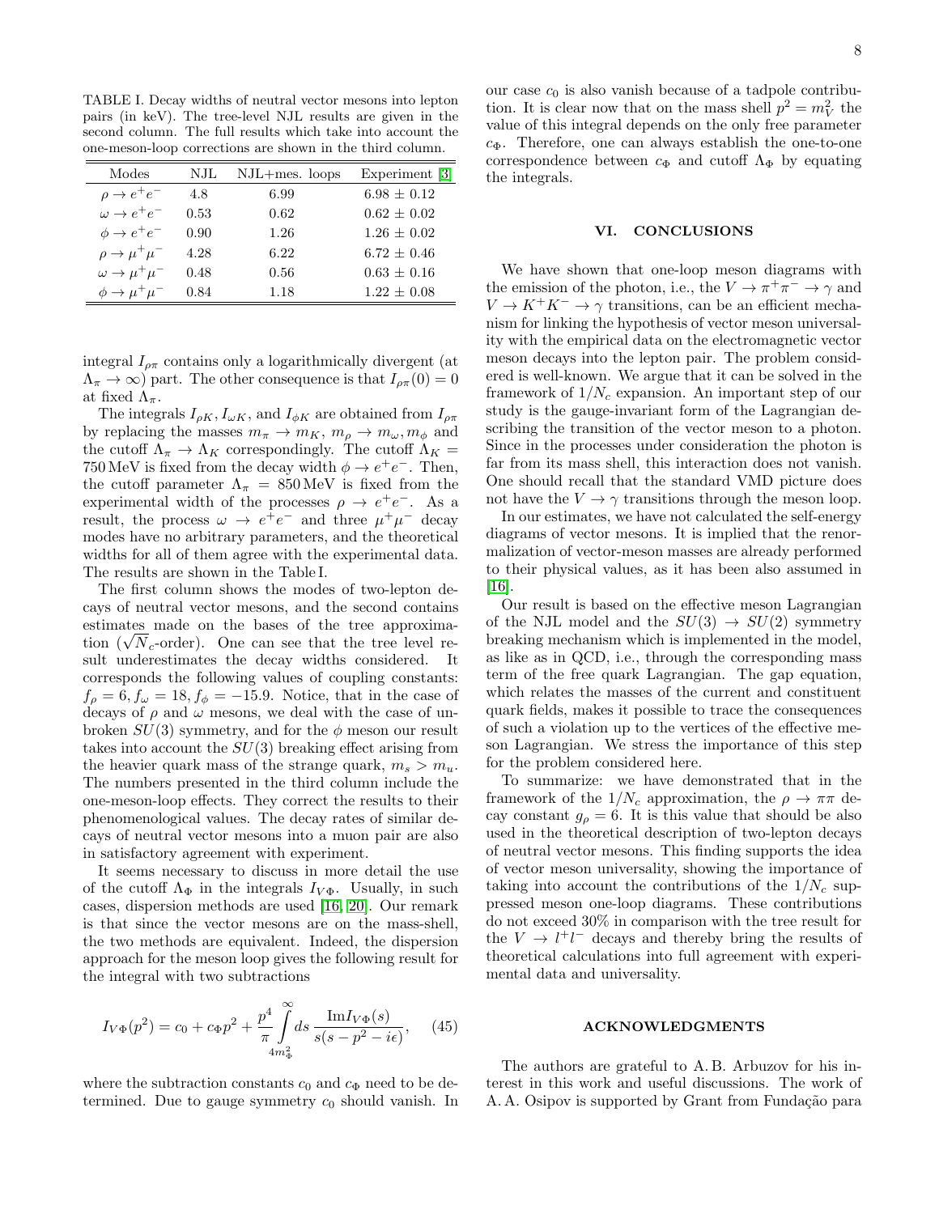TABLE I. Decay widths of neutral vector mesons into lepton pairs (in keV). The tree-level NJL results are given in the second column. The full results which take into account the one-meson-loop corrections are shown in the third column.

| Modes | NJL | NJL+mes. loops | Experiment [3] |
|---|---|---|---|
| $\rho \to e^+e^-$ | 4.8 | 6.99 | 6.98 ± 0.12 |
| $\omega \to e^+e^-$ | 0.53 | 0.62 | 0.62 ± 0.02 |
| $\phi \to e^+e^-$ | 0.90 | 1.26 | 1.26 ± 0.02 |
| $\rho \to \mu^+\mu^-$ | 4.28 | 6.22 | 6.72 ± 0.46 |
| $\omega \to \mu^+\mu^-$ | 0.48 | 0.56 | 0.63 ± 0.16 |
| $\phi \to \mu^+\mu^-$ | 0.84 | 1.18 | 1.22 ± 0.08 |

integral $I_{\rho\pi}$ contains only a logarithmically divergent (at $\Lambda_\pi \to \infty$) part. The other consequence is that $I_{\rho\pi}(0) = 0$ at fixed $\Lambda_\pi$.

The integrals $I_{\rho K}, I_{\omega K}$, and $I_{\phi K}$ are obtained from $I_{\rho\pi}$ by replacing the masses $m_\pi \to m_K$, $m_\rho \to m_\omega, m_\phi$ and the cutoff $\Lambda_\pi \to \Lambda_K$ correspondingly. The cutoff $\Lambda_K = 750\,\mathrm{MeV}$ is fixed from the decay width $\phi \to e^+e^-$. Then, the cutoff parameter $\Lambda_\pi = 850\,\mathrm{MeV}$ is fixed from the experimental width of the processes $\rho \to e^+e^-$. As a result, the process $\omega \to e^+e^-$ and three $\mu^+\mu^-$ decay modes have no arbitrary parameters, and the theoretical widths for all of them agree with the experimental data. The results are shown in the Table I.

The first column shows the modes of two-lepton decays of neutral vector mesons, and the second contains estimates made on the bases of the tree approximation ($\sqrt{N_c}$-order). One can see that the tree level result underestimates the decay widths considered. It corresponds the following values of coupling constants: $f_\rho = 6, f_\omega = 18, f_\phi = -15.9$. Notice, that in the case of decays of $\rho$ and $\omega$ mesons, we deal with the case of unbroken $SU(3)$ symmetry, and for the $\phi$ meson our result takes into account the $SU(3)$ breaking effect arising from the heavier quark mass of the strange quark, $m_s > m_u$. The numbers presented in the third column include the one-meson-loop effects. They correct the results to their phenomenological values. The decay rates of similar decays of neutral vector mesons into a muon pair are also in satisfactory agreement with experiment.

It seems necessary to discuss in more detail the use of the cutoff $\Lambda_\Phi$ in the integrals $I_{V\Phi}$. Usually, in such cases, dispersion methods are used [16, 20]. Our remark is that since the vector mesons are on the mass-shell, the two methods are equivalent. Indeed, the dispersion approach for the meson loop gives the following result for the integral with two subtractions

$$I_{V\Phi}(p^2) = c_0 + c_\Phi p^2 + \frac{p^4}{\pi}\int_{4m_\Phi^2}^{\infty} ds\, \frac{\mathrm{Im} I_{V\Phi}(s)}{s(s-p^2-i\epsilon)}, \quad (45)$$

where the subtraction constants $c_0$ and $c_\Phi$ need to be determined. Due to gauge symmetry $c_0$ should vanish. In our case $c_0$ is also vanish because of a tadpole contribution. It is clear now that on the mass shell $p^2 = m_V^2$ the value of this integral depends on the only free parameter $c_\Phi$. Therefore, one can always establish the one-to-one correspondence between $c_\Phi$ and cutoff $\Lambda_\Phi$ by equating the integrals.

## VI. CONCLUSIONS

We have shown that one-loop meson diagrams with the emission of the photon, i.e., the $V \to \pi^+\pi^- \to \gamma$ and $V \to K^+K^- \to \gamma$ transitions, can be an efficient mechanism for linking the hypothesis of vector meson universality with the empirical data on the electromagnetic vector meson decays into the lepton pair. The problem considered is well-known. We argue that it can be solved in the framework of $1/N_c$ expansion. An important step of our study is the gauge-invariant form of the Lagrangian describing the transition of the vector meson to a photon. Since in the processes under consideration the photon is far from its mass shell, this interaction does not vanish. One should recall that the standard VMD picture does not have the $V \to \gamma$ transitions through the meson loop.

In our estimates, we have not calculated the self-energy diagrams of vector mesons. It is implied that the renormalization of vector-meson masses are already performed to their physical values, as it has been also assumed in [16].

Our result is based on the effective meson Lagrangian of the NJL model and the $SU(3) \to SU(2)$ symmetry breaking mechanism which is implemented in the model, as like as in QCD, i.e., through the corresponding mass term of the free quark Lagrangian. The gap equation, which relates the masses of the current and constituent quark fields, makes it possible to trace the consequences of such a violation up to the vertices of the effective meson Lagrangian. We stress the importance of this step for the problem considered here.

To summarize: we have demonstrated that in the framework of the $1/N_c$ approximation, the $\rho \to \pi\pi$ decay constant $g_\rho = 6$. It is this value that should be also used in the theoretical description of two-lepton decays of neutral vector mesons. This finding supports the idea of vector meson universality, showing the importance of taking into account the contributions of the $1/N_c$ suppressed meson one-loop diagrams. These contributions do not exceed 30% in comparison with the tree result for the $V \to l^+l^-$ decays and thereby bring the results of theoretical calculations into full agreement with experimental data and universality.

## ACKNOWLEDGMENTS

The authors are grateful to A. B. Arbuzov for his interest in this work and useful discussions. The work of A. A. Osipov is supported by Grant from Fundação para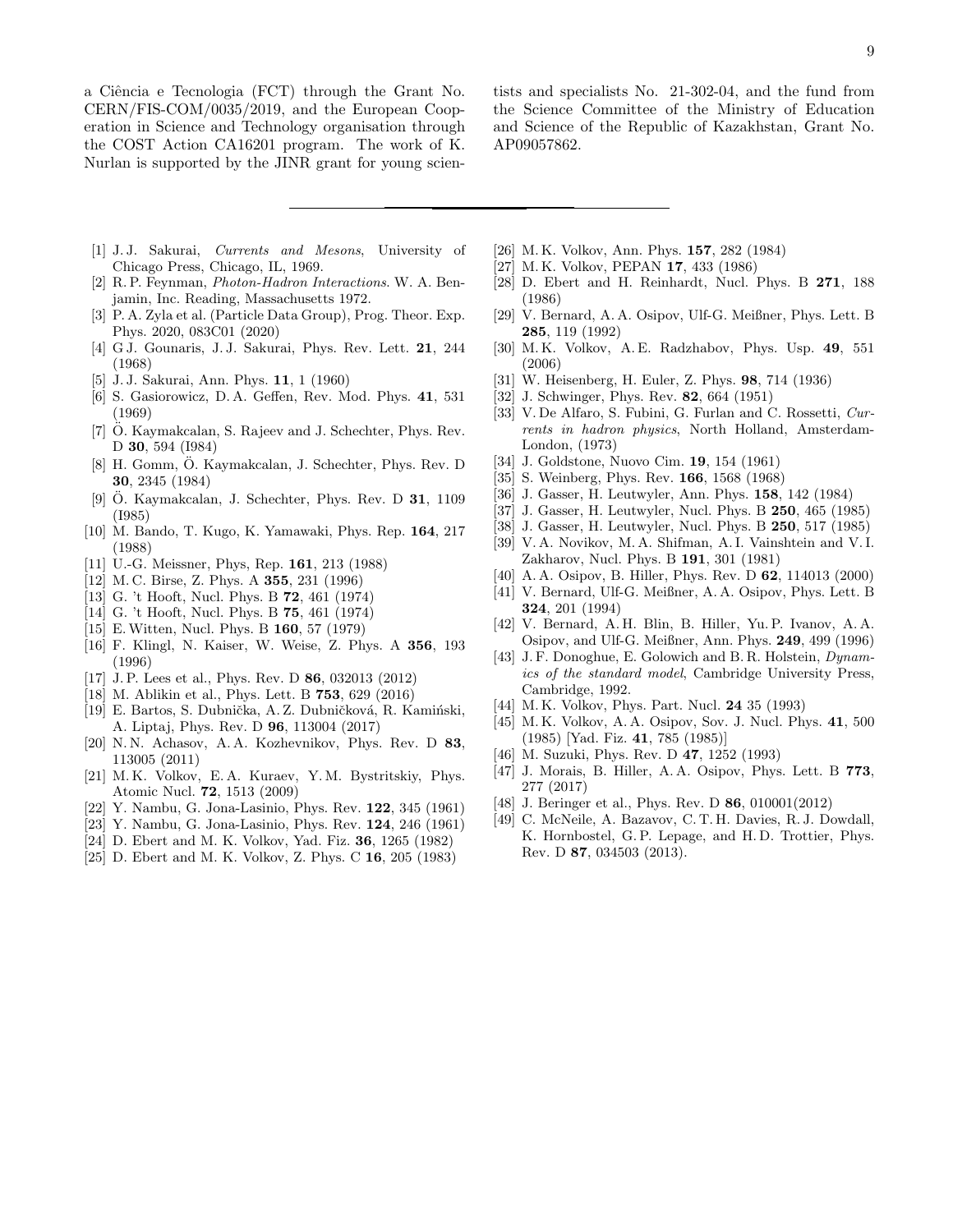a Ciência e Tecnologia (FCT) through the Grant No. CERN/FIS-COM/0035/2019, and the European Cooperation in Science and Technology organisation through the COST Action CA16201 program. The work of K. Nurlan is supported by the JINR grant for young scientists and specialists No. 21-302-04, and the fund from the Science Committee of the Ministry of Education and Science of the Republic of Kazakhstan, Grant No. AP09057862.

---

[1] J. J. Sakurai, *Currents and Mesons*, University of Chicago Press, Chicago, IL, 1969.

[2] R. P. Feynman, *Photon-Hadron Interactions*. W. A. Benjamin, Inc. Reading, Massachusetts 1972.

[3] P. A. Zyla et al. (Particle Data Group), Prog. Theor. Exp. Phys. 2020, 083C01 (2020)

[4] G J. Gounaris, J. J. Sakurai, Phys. Rev. Lett. **21**, 244 (1968)

[5] J. J. Sakurai, Ann. Phys. **11**, 1 (1960)

[6] S. Gasiorowicz, D. A. Geffen, Rev. Mod. Phys. **41**, 531 (1969)

[7] Ö. Kaymakcalan, S. Rajeev and J. Schechter, Phys. Rev. D **30**, 594 (I984)

[8] H. Gomm, Ö. Kaymakcalan, J. Schechter, Phys. Rev. D **30**, 2345 (1984)

[9] Ö. Kaymakcalan, J. Schechter, Phys. Rev. D **31**, 1109 (I985)

[10] M. Bando, T. Kugo, K. Yamawaki, Phys. Rep. **164**, 217 (1988)

[11] U.-G. Meissner, Phys, Rep. **161**, 213 (1988)

[12] M. C. Birse, Z. Phys. A **355**, 231 (1996)

[13] G. 't Hooft, Nucl. Phys. B **72**, 461 (1974)

[14] G. 't Hooft, Nucl. Phys. B **75**, 461 (1974)

[15] E. Witten, Nucl. Phys. B **160**, 57 (1979)

[16] F. Klingl, N. Kaiser, W. Weise, Z. Phys. A **356**, 193 (1996)

[17] J. P. Lees et al., Phys. Rev. D **86**, 032013 (2012)

[18] M. Ablikin et al., Phys. Lett. B **753**, 629 (2016)

[19] E. Bartos, S. Dubnička, A. Z. Dubničková, R. Kamiński, A. Liptaj, Phys. Rev. D **96**, 113004 (2017)

[20] N. N. Achasov, A. A. Kozhevnikov, Phys. Rev. D **83**, 113005 (2011)

[21] M. K. Volkov, E. A. Kuraev, Y. M. Bystritskiy, Phys. Atomic Nucl. **72**, 1513 (2009)

[22] Y. Nambu, G. Jona-Lasinio, Phys. Rev. **122**, 345 (1961)

[23] Y. Nambu, G. Jona-Lasinio, Phys. Rev. **124**, 246 (1961)

[24] D. Ebert and M. K. Volkov, Yad. Fiz. **36**, 1265 (1982)

[25] D. Ebert and M. K. Volkov, Z. Phys. C **16**, 205 (1983)

[26] M. K. Volkov, Ann. Phys. **157**, 282 (1984)

[27] M. K. Volkov, PEPAN **17**, 433 (1986)

[28] D. Ebert and H. Reinhardt, Nucl. Phys. B **271**, 188 (1986)

[29] V. Bernard, A. A. Osipov, Ulf-G. Meißner, Phys. Lett. B **285**, 119 (1992)

[30] M. K. Volkov, A. E. Radzhabov, Phys. Usp. **49**, 551 (2006)

[31] W. Heisenberg, H. Euler, Z. Phys. **98**, 714 (1936)

[32] J. Schwinger, Phys. Rev. **82**, 664 (1951)

[33] V. De Alfaro, S. Fubini, G. Furlan and C. Rossetti, *Currents in hadron physics*, North Holland, Amsterdam-London, (1973)

[34] J. Goldstone, Nuovo Cim. **19**, 154 (1961)

[35] S. Weinberg, Phys. Rev. **166**, 1568 (1968)

[36] J. Gasser, H. Leutwyler, Ann. Phys. **158**, 142 (1984)

[37] J. Gasser, H. Leutwyler, Nucl. Phys. B **250**, 465 (1985)

[38] J. Gasser, H. Leutwyler, Nucl. Phys. B **250**, 517 (1985)

[39] V. A. Novikov, M. A. Shifman, A. I. Vainshtein and V. I. Zakharov, Nucl. Phys. B **191**, 301 (1981)

[40] A. A. Osipov, B. Hiller, Phys. Rev. D **62**, 114013 (2000)

[41] V. Bernard, Ulf-G. Meißner, A. A. Osipov, Phys. Lett. B **324**, 201 (1994)

[42] V. Bernard, A. H. Blin, B. Hiller, Yu. P. Ivanov, A. A. Osipov, and Ulf-G. Meißner, Ann. Phys. **249**, 499 (1996)

[43] J. F. Donoghue, E. Golowich and B. R. Holstein, *Dynamics of the standard model*, Cambridge University Press, Cambridge, 1992.

[44] M. K. Volkov, Phys. Part. Nucl. **24** 35 (1993)

[45] M. K. Volkov, A. A. Osipov, Sov. J. Nucl. Phys. **41**, 500 (1985) [Yad. Fiz. **41**, 785 (1985)]

[46] M. Suzuki, Phys. Rev. D **47**, 1252 (1993)

[47] J. Morais, B. Hiller, A. A. Osipov, Phys. Lett. B **773**, 277 (2017)

[48] J. Beringer et al., Phys. Rev. D **86**, 010001(2012)

[49] C. McNeile, A. Bazavov, C. T. H. Davies, R. J. Dowdall, K. Hornbostel, G. P. Lepage, and H. D. Trottier, Phys. Rev. D **87**, 034503 (2013).